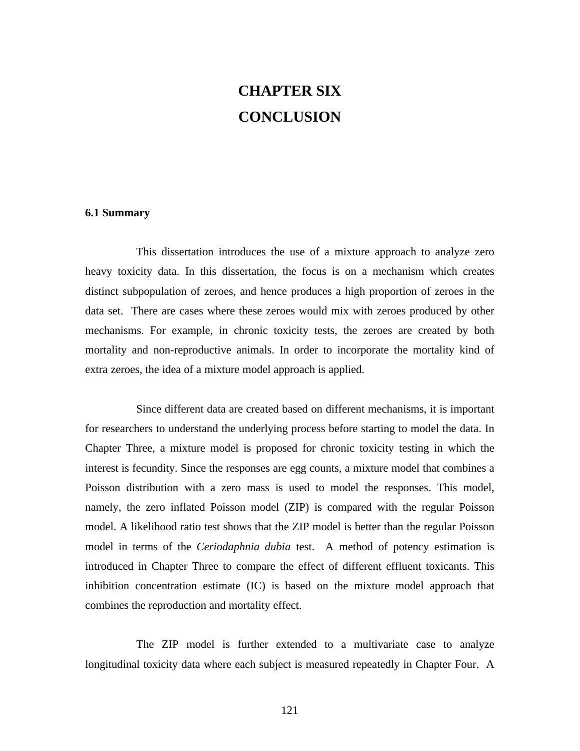# CHAPTER SIX
# CONCLUSION

## 6.1 Summary

This dissertation introduces the use of a mixture approach to analyze zero heavy toxicity data. In this dissertation, the focus is on a mechanism which creates distinct subpopulation of zeroes, and hence produces a high proportion of zeroes in the data set. There are cases where these zeroes would mix with zeroes produced by other mechanisms. For example, in chronic toxicity tests, the zeroes are created by both mortality and non-reproductive animals. In order to incorporate the mortality kind of extra zeroes, the idea of a mixture model approach is applied.

Since different data are created based on different mechanisms, it is important for researchers to understand the underlying process before starting to model the data. In Chapter Three, a mixture model is proposed for chronic toxicity testing in which the interest is fecundity. Since the responses are egg counts, a mixture model that combines a Poisson distribution with a zero mass is used to model the responses. This model, namely, the zero inflated Poisson model (ZIP) is compared with the regular Poisson model. A likelihood ratio test shows that the ZIP model is better than the regular Poisson model in terms of the *Ceriodaphnia dubia* test. A method of potency estimation is introduced in Chapter Three to compare the effect of different effluent toxicants. This inhibition concentration estimate (IC) is based on the mixture model approach that combines the reproduction and mortality effect.

The ZIP model is further extended to a multivariate case to analyze longitudinal toxicity data where each subject is measured repeatedly in Chapter Four. A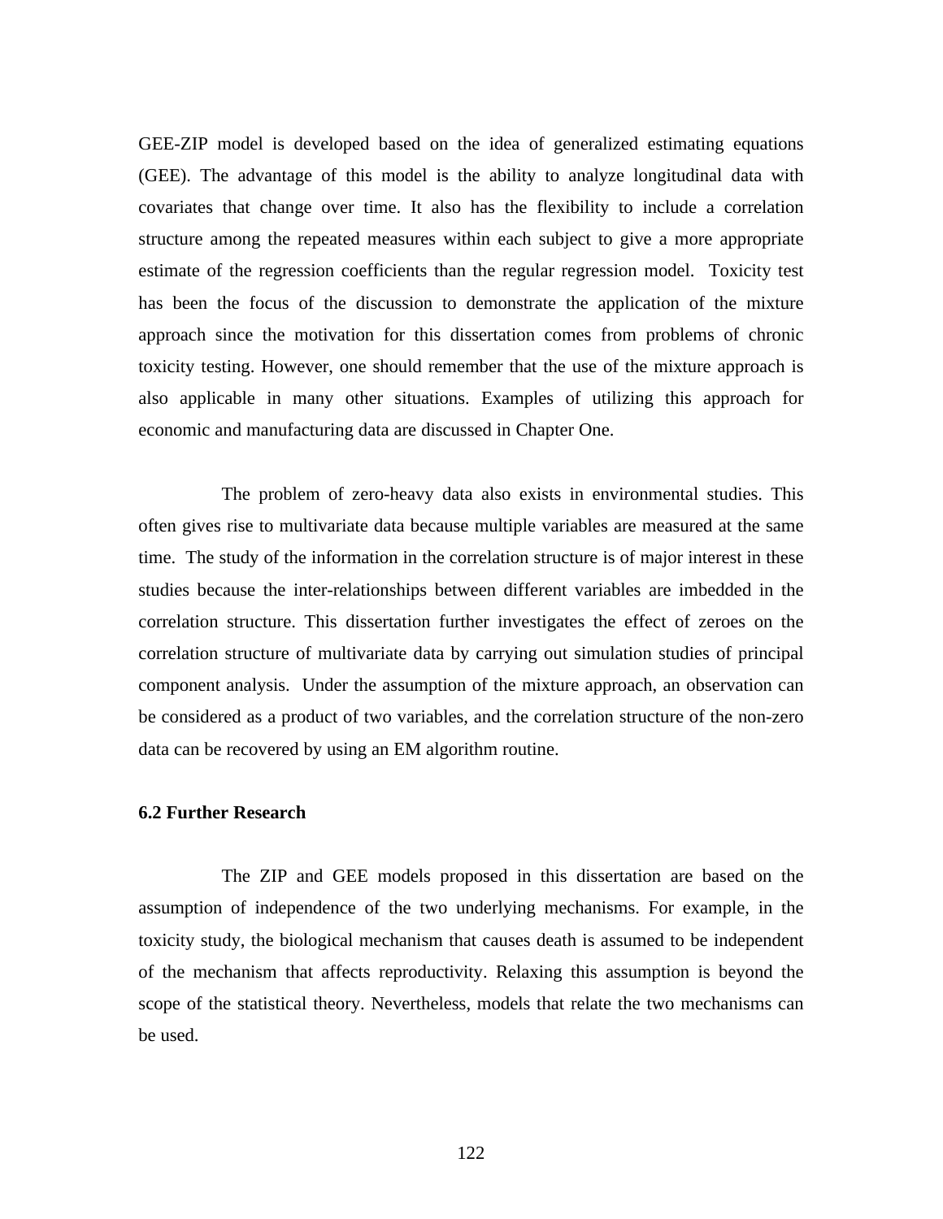GEE-ZIP model is developed based on the idea of generalized estimating equations (GEE). The advantage of this model is the ability to analyze longitudinal data with covariates that change over time. It also has the flexibility to include a correlation structure among the repeated measures within each subject to give a more appropriate estimate of the regression coefficients than the regular regression model. Toxicity test has been the focus of the discussion to demonstrate the application of the mixture approach since the motivation for this dissertation comes from problems of chronic toxicity testing. However, one should remember that the use of the mixture approach is also applicable in many other situations. Examples of utilizing this approach for economic and manufacturing data are discussed in Chapter One.

The problem of zero-heavy data also exists in environmental studies. This often gives rise to multivariate data because multiple variables are measured at the same time. The study of the information in the correlation structure is of major interest in these studies because the inter-relationships between different variables are imbedded in the correlation structure. This dissertation further investigates the effect of zeroes on the correlation structure of multivariate data by carrying out simulation studies of principal component analysis. Under the assumption of the mixture approach, an observation can be considered as a product of two variables, and the correlation structure of the non-zero data can be recovered by using an EM algorithm routine.

## 6.2 Further Research

The ZIP and GEE models proposed in this dissertation are based on the assumption of independence of the two underlying mechanisms. For example, in the toxicity study, the biological mechanism that causes death is assumed to be independent of the mechanism that affects reproductivity. Relaxing this assumption is beyond the scope of the statistical theory. Nevertheless, models that relate the two mechanisms can be used.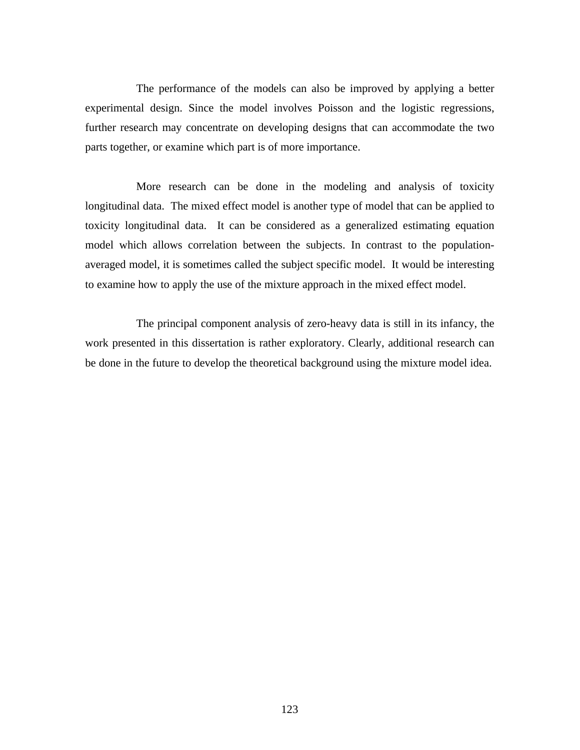The performance of the models can also be improved by applying a better experimental design. Since the model involves Poisson and the logistic regressions, further research may concentrate on developing designs that can accommodate the two parts together, or examine which part is of more importance.

More research can be done in the modeling and analysis of toxicity longitudinal data. The mixed effect model is another type of model that can be applied to toxicity longitudinal data. It can be considered as a generalized estimating equation model which allows correlation between the subjects. In contrast to the population-averaged model, it is sometimes called the subject specific model. It would be interesting to examine how to apply the use of the mixture approach in the mixed effect model.

The principal component analysis of zero-heavy data is still in its infancy, the work presented in this dissertation is rather exploratory. Clearly, additional research can be done in the future to develop the theoretical background using the mixture model idea.